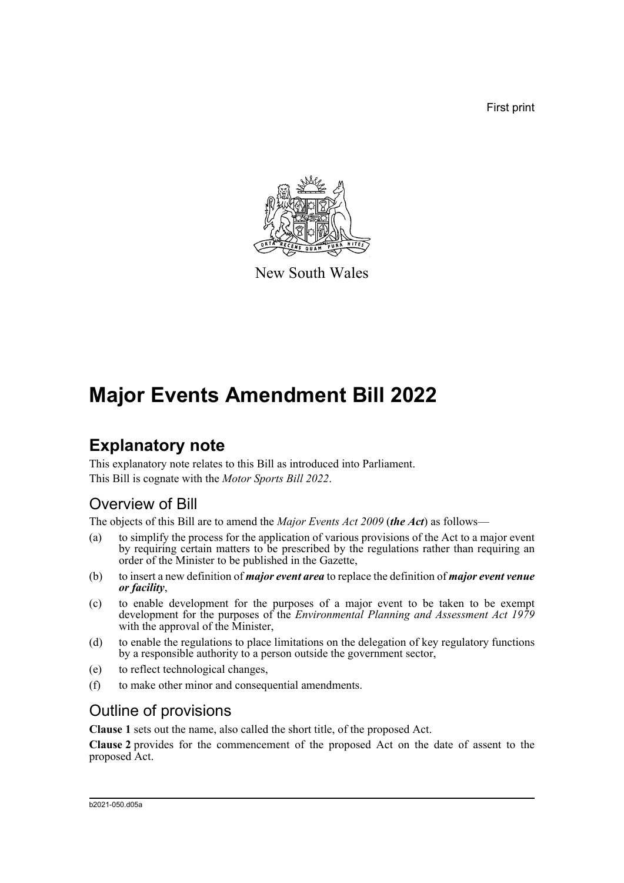First print

New South Wales

# Major Events Amendment Bill 2022

## Explanatory note

This explanatory note relates to this Bill as introduced into Parliament.

This Bill is cognate with the *Motor Sports Bill 2022*.

### Overview of Bill

The objects of this Bill are to amend the *Major Events Act 2009* (***the Act***) as follows—

(a) to simplify the process for the application of various provisions of the Act to a major event by requiring certain matters to be prescribed by the regulations rather than requiring an order of the Minister to be published in the Gazette,

(b) to insert a new definition of ***major event area*** to replace the definition of ***major event venue or facility***,

(c) to enable development for the purposes of a major event to be taken to be exempt development for the purposes of the *Environmental Planning and Assessment Act 1979* with the approval of the Minister,

(d) to enable the regulations to place limitations on the delegation of key regulatory functions by a responsible authority to a person outside the government sector,

(e) to reflect technological changes,

(f) to make other minor and consequential amendments.

### Outline of provisions

**Clause 1** sets out the name, also called the short title, of the proposed Act.

**Clause 2** provides for the commencement of the proposed Act on the date of assent to the proposed Act.

b2021-050.d05a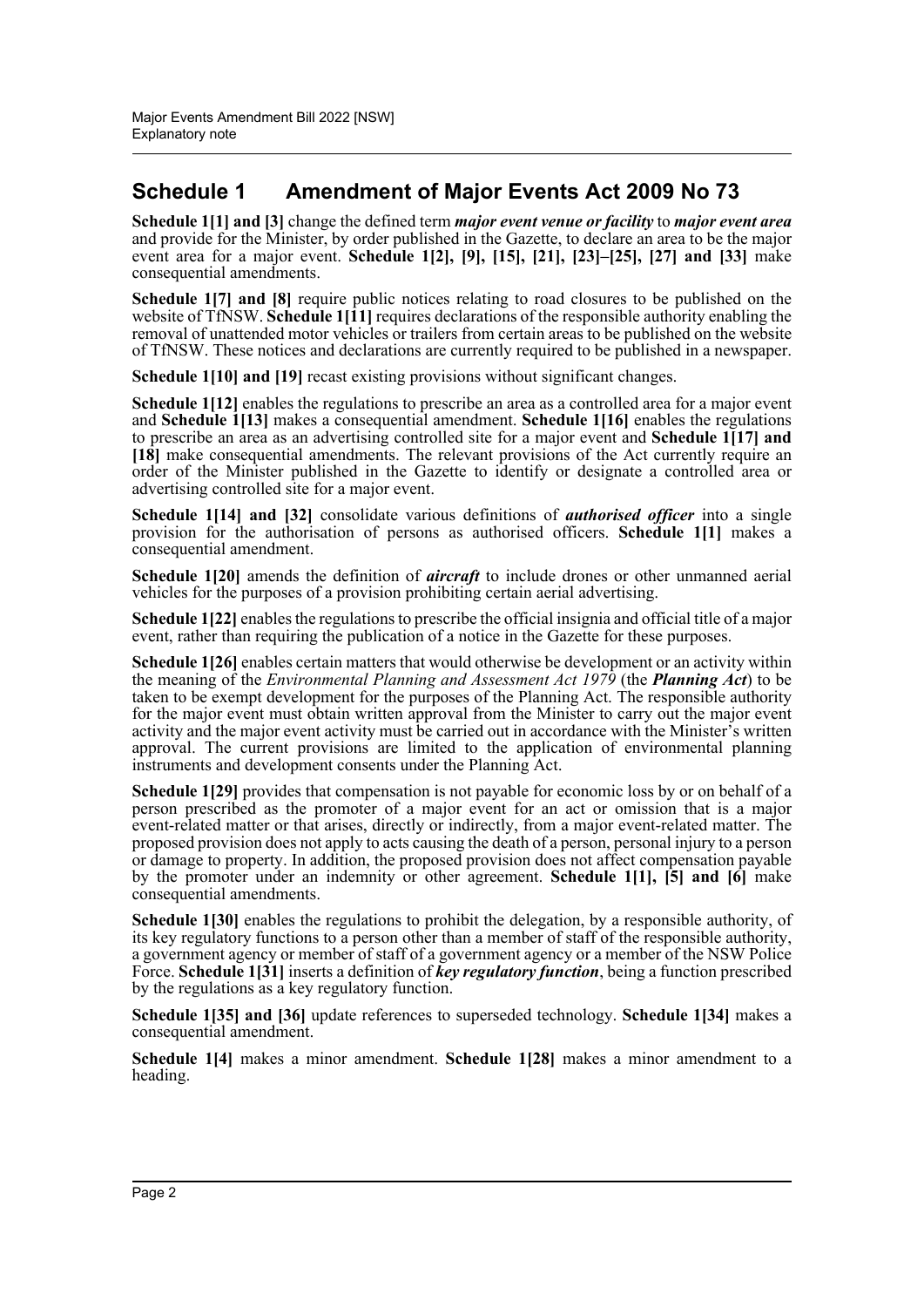## Schedule 1 Amendment of Major Events Act 2009 No 73

**Schedule 1[1] and [3]** change the defined term ***major event venue or facility*** to ***major event area*** and provide for the Minister, by order published in the Gazette, to declare an area to be the major event area for a major event. **Schedule 1[2], [9], [15], [21], [23]–[25], [27] and [33]** make consequential amendments.

**Schedule 1[7] and [8]** require public notices relating to road closures to be published on the website of TfNSW. **Schedule 1[11]** requires declarations of the responsible authority enabling the removal of unattended motor vehicles or trailers from certain areas to be published on the website of TfNSW. These notices and declarations are currently required to be published in a newspaper.

**Schedule 1[10] and [19]** recast existing provisions without significant changes.

**Schedule 1[12]** enables the regulations to prescribe an area as a controlled area for a major event and **Schedule 1[13]** makes a consequential amendment. **Schedule 1[16]** enables the regulations to prescribe an area as an advertising controlled site for a major event and **Schedule 1[17] and [18]** make consequential amendments. The relevant provisions of the Act currently require an order of the Minister published in the Gazette to identify or designate a controlled area or advertising controlled site for a major event.

**Schedule 1[14] and [32]** consolidate various definitions of ***authorised officer*** into a single provision for the authorisation of persons as authorised officers. **Schedule 1[1]** makes a consequential amendment.

**Schedule 1[20]** amends the definition of ***aircraft*** to include drones or other unmanned aerial vehicles for the purposes of a provision prohibiting certain aerial advertising.

**Schedule 1[22]** enables the regulations to prescribe the official insignia and official title of a major event, rather than requiring the publication of a notice in the Gazette for these purposes.

**Schedule 1[26]** enables certain matters that would otherwise be development or an activity within the meaning of the *Environmental Planning and Assessment Act 1979* (the ***Planning Act***) to be taken to be exempt development for the purposes of the Planning Act. The responsible authority for the major event must obtain written approval from the Minister to carry out the major event activity and the major event activity must be carried out in accordance with the Minister's written approval. The current provisions are limited to the application of environmental planning instruments and development consents under the Planning Act.

**Schedule 1[29]** provides that compensation is not payable for economic loss by or on behalf of a person prescribed as the promoter of a major event for an act or omission that is a major event-related matter or that arises, directly or indirectly, from a major event-related matter. The proposed provision does not apply to acts causing the death of a person, personal injury to a person or damage to property. In addition, the proposed provision does not affect compensation payable by the promoter under an indemnity or other agreement. **Schedule 1[1], [5] and [6]** make consequential amendments.

**Schedule 1[30]** enables the regulations to prohibit the delegation, by a responsible authority, of its key regulatory functions to a person other than a member of staff of the responsible authority, a government agency or member of staff of a government agency or a member of the NSW Police Force. **Schedule 1[31]** inserts a definition of ***key regulatory function***, being a function prescribed by the regulations as a key regulatory function.

**Schedule 1[35] and [36]** update references to superseded technology. **Schedule 1[34]** makes a consequential amendment.

**Schedule 1[4]** makes a minor amendment. **Schedule 1[28]** makes a minor amendment to a heading.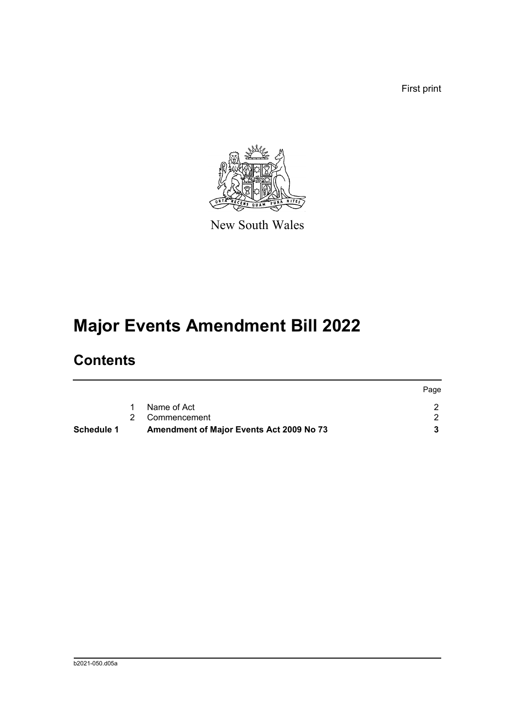First print

New South Wales

# Major Events Amendment Bill 2022

## Contents

| | | | Page |
|---|---|---|---|
| | 1 | Name of Act | 2 |
| | 2 | Commencement | 2 |
| **Schedule 1** | | **Amendment of Major Events Act 2009 No 73** | **3** |

b2021-050.d05a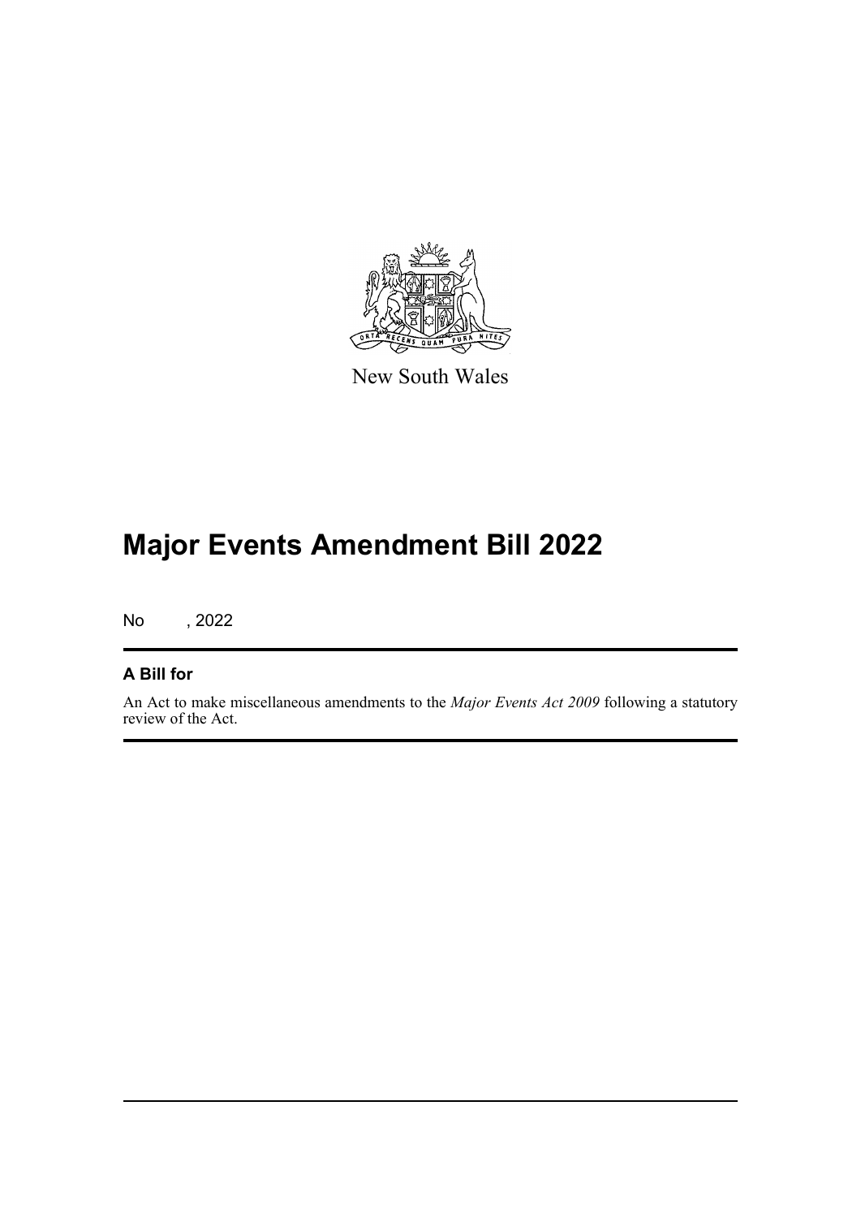New South Wales

# Major Events Amendment Bill 2022

No , 2022

## A Bill for

An Act to make miscellaneous amendments to the *Major Events Act 2009* following a statutory review of the Act.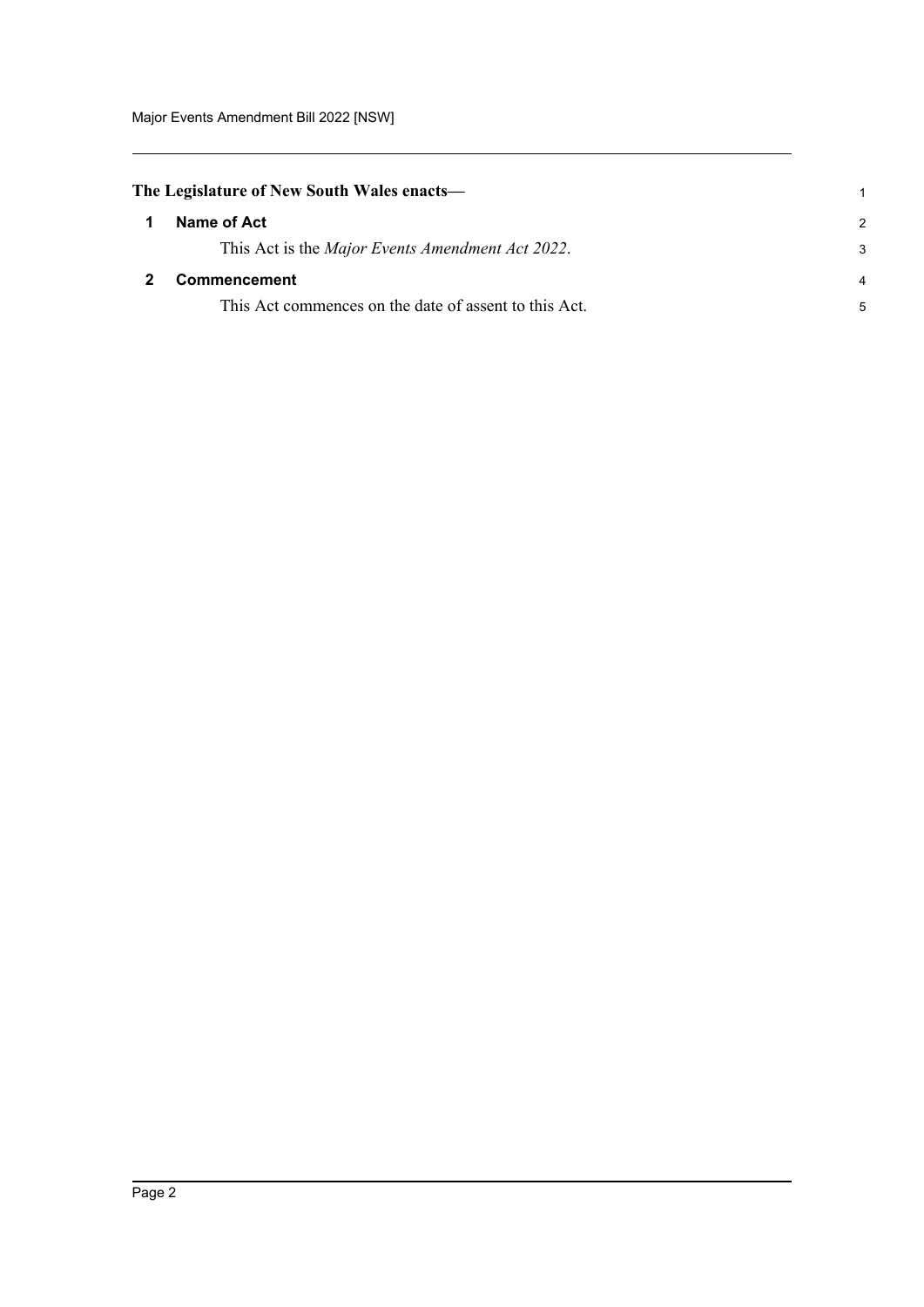**The Legislature of New South Wales enacts—**

## 1 Name of Act

This Act is the *Major Events Amendment Act 2022*.

## 2 Commencement

This Act commences on the date of assent to this Act.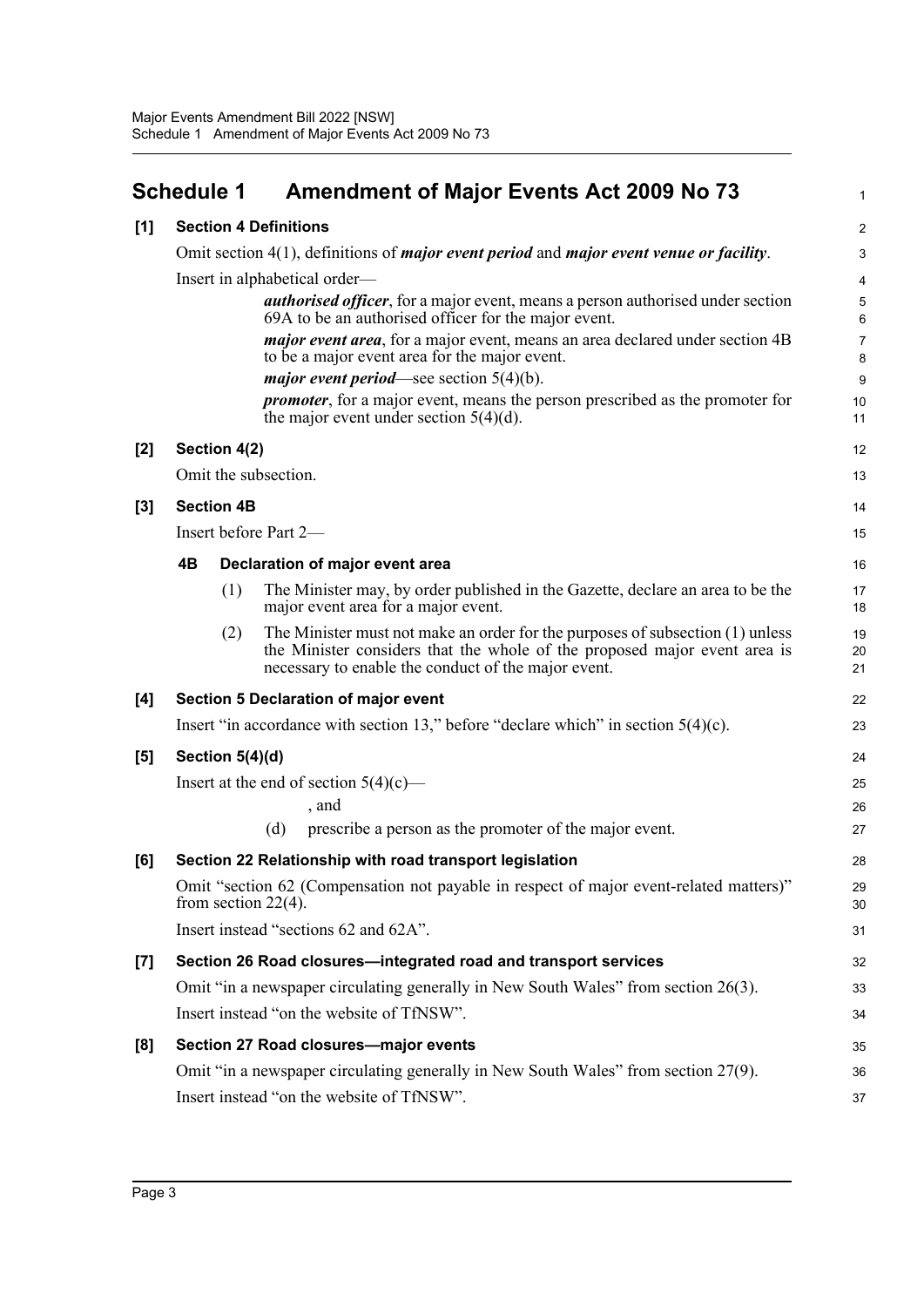## Schedule 1 Amendment of Major Events Act 2009 No 73

**[1] Section 4 Definitions**

Omit section 4(1), definitions of ***major event period*** and ***major event venue or facility***.

Insert in alphabetical order—

> ***authorised officer***, for a major event, means a person authorised under section 69A to be an authorised officer for the major event.
>
> ***major event area***, for a major event, means an area declared under section 4B to be a major event area for the major event.
>
> ***major event period***—see section 5(4)(b).
>
> ***promoter***, for a major event, means the person prescribed as the promoter for the major event under section 5(4)(d).

**[2] Section 4(2)**

Omit the subsection.

**[3] Section 4B**

Insert before Part 2—

**4B Declaration of major event area**

(1) The Minister may, by order published in the Gazette, declare an area to be the major event area for a major event.

(2) The Minister must not make an order for the purposes of subsection (1) unless the Minister considers that the whole of the proposed major event area is necessary to enable the conduct of the major event.

**[4] Section 5 Declaration of major event**

Insert "in accordance with section 13," before "declare which" in section 5(4)(c).

**[5] Section 5(4)(d)**

Insert at the end of section 5(4)(c)—

> , and
>
> (d) prescribe a person as the promoter of the major event.

**[6] Section 22 Relationship with road transport legislation**

Omit "section 62 (Compensation not payable in respect of major event-related matters)" from section 22(4).

Insert instead "sections 62 and 62A".

**[7] Section 26 Road closures—integrated road and transport services**

Omit "in a newspaper circulating generally in New South Wales" from section 26(3).

Insert instead "on the website of TfNSW".

**[8] Section 27 Road closures—major events**

Omit "in a newspaper circulating generally in New South Wales" from section 27(9).

Insert instead "on the website of TfNSW".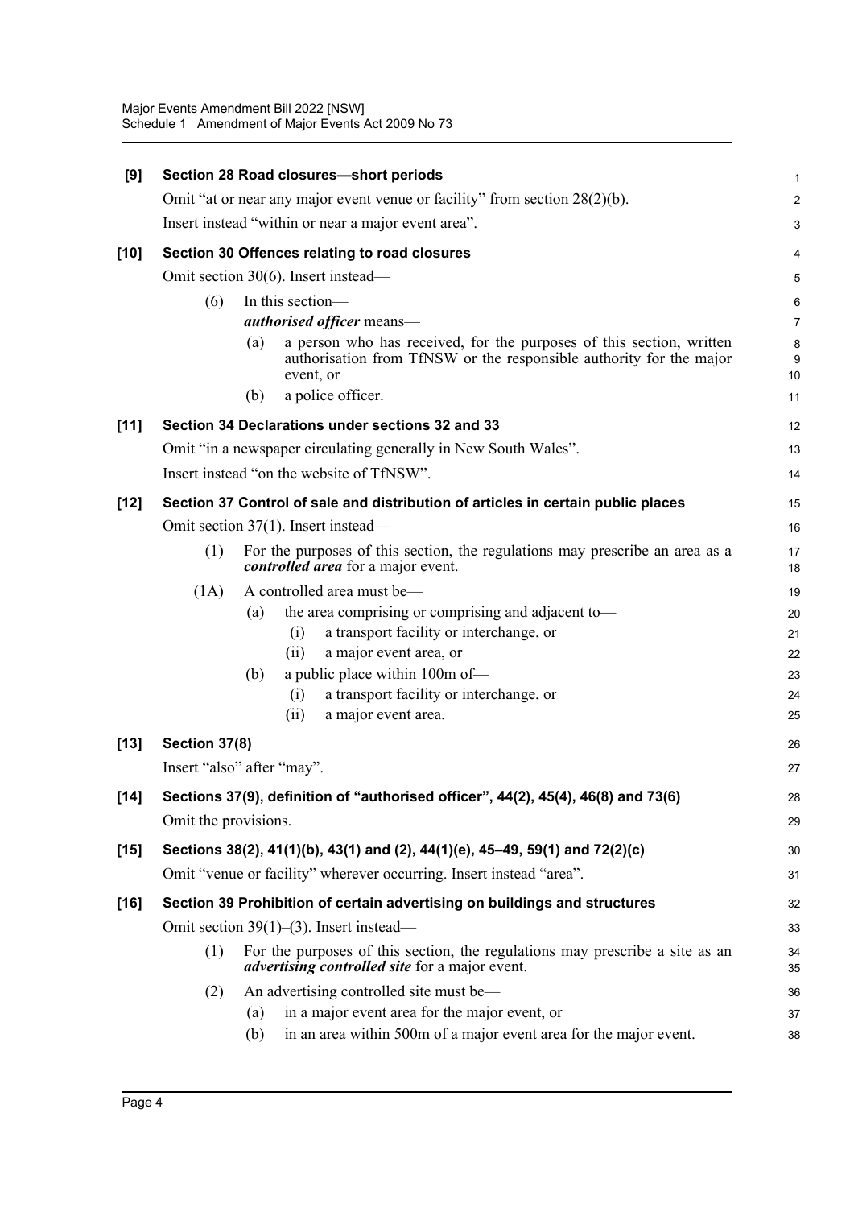**[9] Section 28 Road closures—short periods**

Omit "at or near any major event venue or facility" from section 28(2)(b).

Insert instead "within or near a major event area".

**[10] Section 30 Offences relating to road closures**

Omit section 30(6). Insert instead—

(6) In this section—

***authorised officer*** means—

(a) a person who has received, for the purposes of this section, written authorisation from TfNSW or the responsible authority for the major event, or

(b) a police officer.

**[11] Section 34 Declarations under sections 32 and 33**

Omit "in a newspaper circulating generally in New South Wales".

Insert instead "on the website of TfNSW".

**[12] Section 37 Control of sale and distribution of articles in certain public places**

Omit section 37(1). Insert instead—

(1) For the purposes of this section, the regulations may prescribe an area as a ***controlled area*** for a major event.

(1A) A controlled area must be—

(a) the area comprising or comprising and adjacent to—

(i) a transport facility or interchange, or

(ii) a major event area, or

(b) a public place within 100m of—

(i) a transport facility or interchange, or

(ii) a major event area.

**[13] Section 37(8)**

Insert "also" after "may".

**[14] Sections 37(9), definition of "authorised officer", 44(2), 45(4), 46(8) and 73(6)**

Omit the provisions.

**[15] Sections 38(2), 41(1)(b), 43(1) and (2), 44(1)(e), 45–49, 59(1) and 72(2)(c)**

Omit "venue or facility" wherever occurring. Insert instead "area".

**[16] Section 39 Prohibition of certain advertising on buildings and structures**

Omit section 39(1)–(3). Insert instead—

(1) For the purposes of this section, the regulations may prescribe a site as an ***advertising controlled site*** for a major event.

(2) An advertising controlled site must be—

(a) in a major event area for the major event, or

(b) in an area within 500m of a major event area for the major event.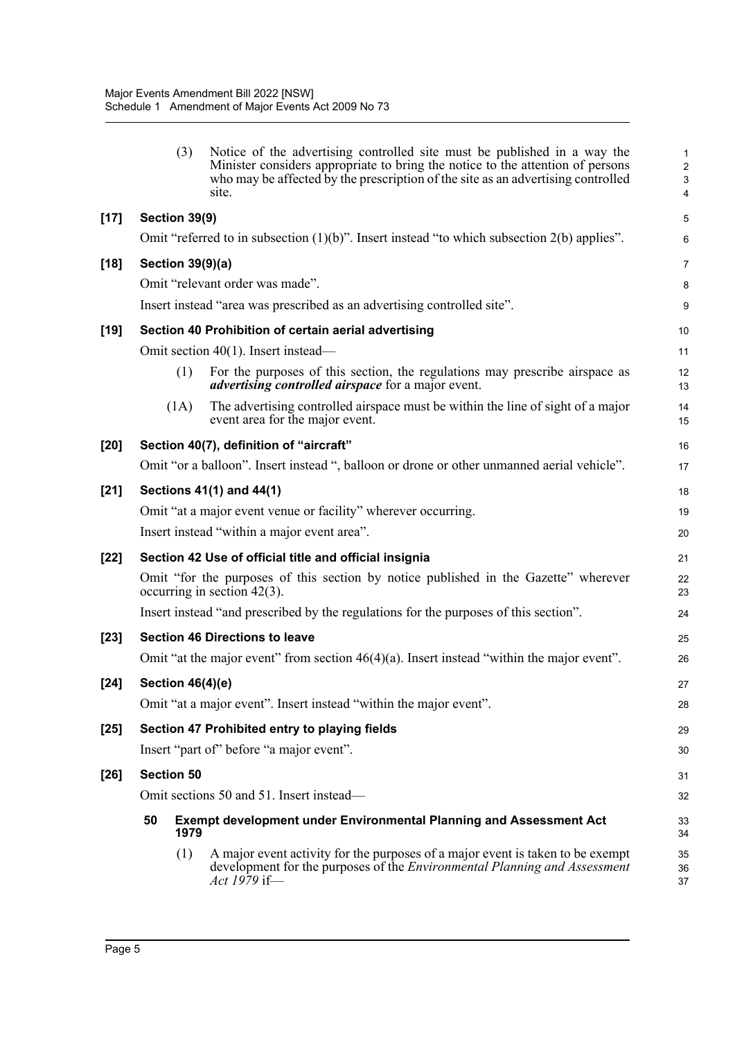(3) Notice of the advertising controlled site must be published in a way the Minister considers appropriate to bring the notice to the attention of persons who may be affected by the prescription of the site as an advertising controlled site.

**[17] Section 39(9)**

Omit "referred to in subsection (1)(b)". Insert instead "to which subsection 2(b) applies".

**[18] Section 39(9)(a)**

Omit "relevant order was made".

Insert instead "area was prescribed as an advertising controlled site".

**[19] Section 40 Prohibition of certain aerial advertising**

Omit section 40(1). Insert instead—

(1) For the purposes of this section, the regulations may prescribe airspace as ***advertising controlled airspace*** for a major event.

(1A) The advertising controlled airspace must be within the line of sight of a major event area for the major event.

**[20] Section 40(7), definition of "aircraft"**

Omit "or a balloon". Insert instead ", balloon or drone or other unmanned aerial vehicle".

**[21] Sections 41(1) and 44(1)**

Omit "at a major event venue or facility" wherever occurring.

Insert instead "within a major event area".

**[22] Section 42 Use of official title and official insignia**

Omit "for the purposes of this section by notice published in the Gazette" wherever occurring in section 42(3).

Insert instead "and prescribed by the regulations for the purposes of this section".

**[23] Section 46 Directions to leave**

Omit "at the major event" from section 46(4)(a). Insert instead "within the major event".

**[24] Section 46(4)(e)**

Omit "at a major event". Insert instead "within the major event".

**[25] Section 47 Prohibited entry to playing fields**

Insert "part of" before "a major event".

**[26] Section 50**

Omit sections 50 and 51. Insert instead—

**50 Exempt development under Environmental Planning and Assessment Act 1979**

(1) A major event activity for the purposes of a major event is taken to be exempt development for the purposes of the *Environmental Planning and Assessment Act 1979* if—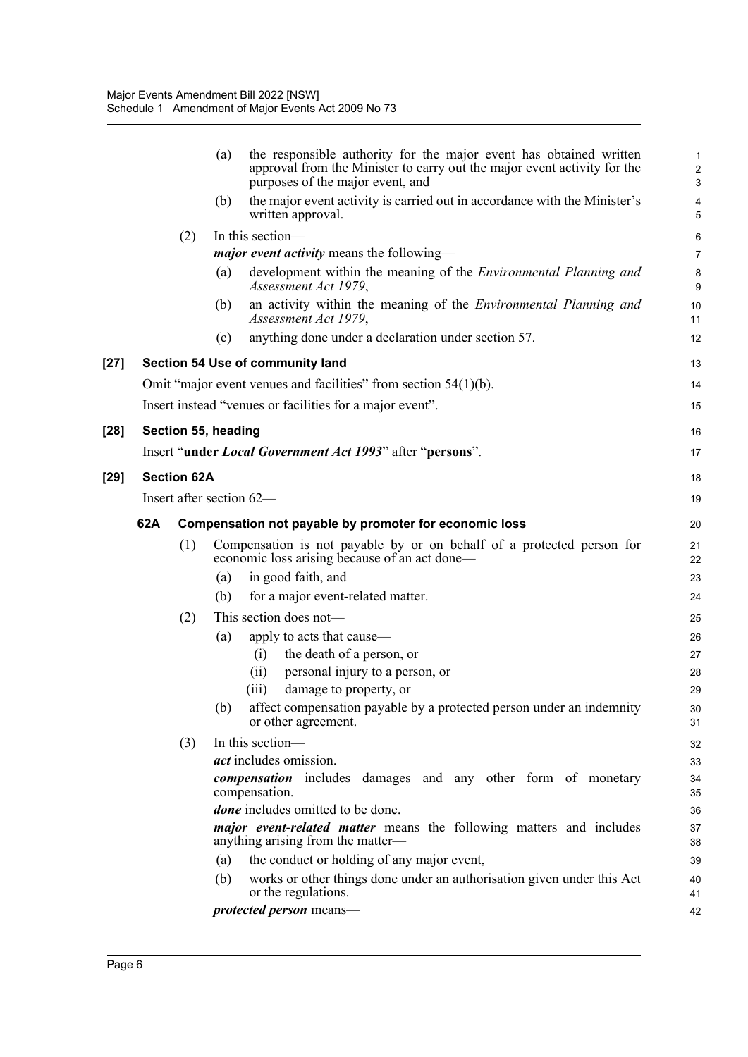(a) the responsible authority for the major event has obtained written approval from the Minister to carry out the major event activity for the purposes of the major event, and

(b) the major event activity is carried out in accordance with the Minister's written approval.

(2) In this section—

***major event activity*** means the following—

(a) development within the meaning of the *Environmental Planning and Assessment Act 1979*,

(b) an activity within the meaning of the *Environmental Planning and Assessment Act 1979*,

(c) anything done under a declaration under section 57.

**[27] Section 54 Use of community land**

Omit "major event venues and facilities" from section 54(1)(b).

Insert instead "venues or facilities for a major event".

**[28] Section 55, heading**

Insert "**under *Local Government Act 1993***" after "**persons**".

**[29] Section 62A**

Insert after section 62—

**62A Compensation not payable by promoter for economic loss**

(1) Compensation is not payable by or on behalf of a protected person for economic loss arising because of an act done—

(a) in good faith, and

(b) for a major event-related matter.

(2) This section does not—

(a) apply to acts that cause—

(i) the death of a person, or

(ii) personal injury to a person, or

(iii) damage to property, or

(b) affect compensation payable by a protected person under an indemnity or other agreement.

(3) In this section—

***act*** includes omission.

***compensation*** includes damages and any other form of monetary compensation.

***done*** includes omitted to be done.

***major event-related matter*** means the following matters and includes anything arising from the matter—

(a) the conduct or holding of any major event,

(b) works or other things done under an authorisation given under this Act or the regulations.

***protected person*** means—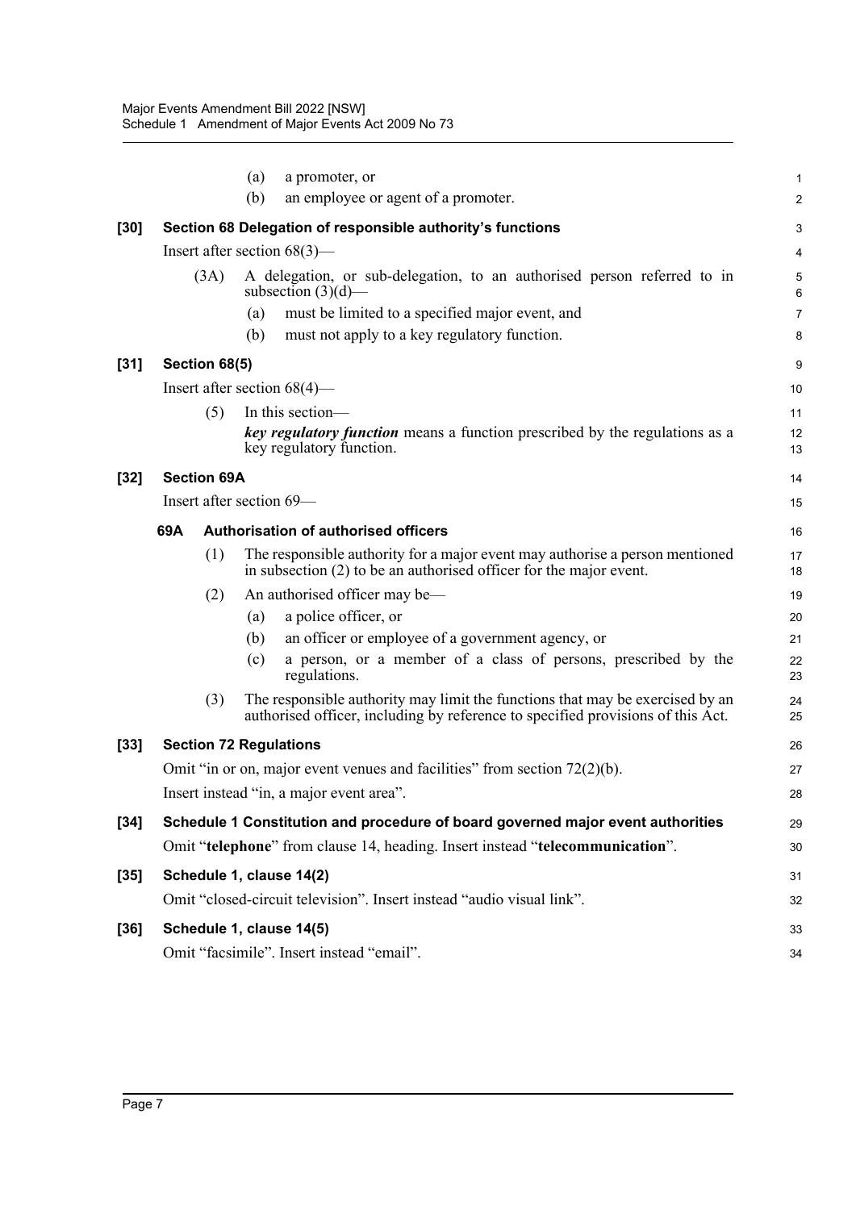(a) a promoter, or

(b) an employee or agent of a promoter.

**[30] Section 68 Delegation of responsible authority's functions**

Insert after section 68(3)—

(3A) A delegation, or sub-delegation, to an authorised person referred to in subsection (3)(d)—

(a) must be limited to a specified major event, and

(b) must not apply to a key regulatory function.

**[31] Section 68(5)**

Insert after section 68(4)—

(5) In this section—

***key regulatory function*** means a function prescribed by the regulations as a key regulatory function.

**[32] Section 69A**

Insert after section 69—

**69A Authorisation of authorised officers**

(1) The responsible authority for a major event may authorise a person mentioned in subsection (2) to be an authorised officer for the major event.

(2) An authorised officer may be—

(a) a police officer, or

(b) an officer or employee of a government agency, or

(c) a person, or a member of a class of persons, prescribed by the regulations.

(3) The responsible authority may limit the functions that may be exercised by an authorised officer, including by reference to specified provisions of this Act.

**[33] Section 72 Regulations**

Omit "in or on, major event venues and facilities" from section 72(2)(b).

Insert instead "in, a major event area".

**[34] Schedule 1 Constitution and procedure of board governed major event authorities**

Omit "**telephone**" from clause 14, heading. Insert instead "**telecommunication**".

**[35] Schedule 1, clause 14(2)**

Omit "closed-circuit television". Insert instead "audio visual link".

**[36] Schedule 1, clause 14(5)**

Omit "facsimile". Insert instead "email".